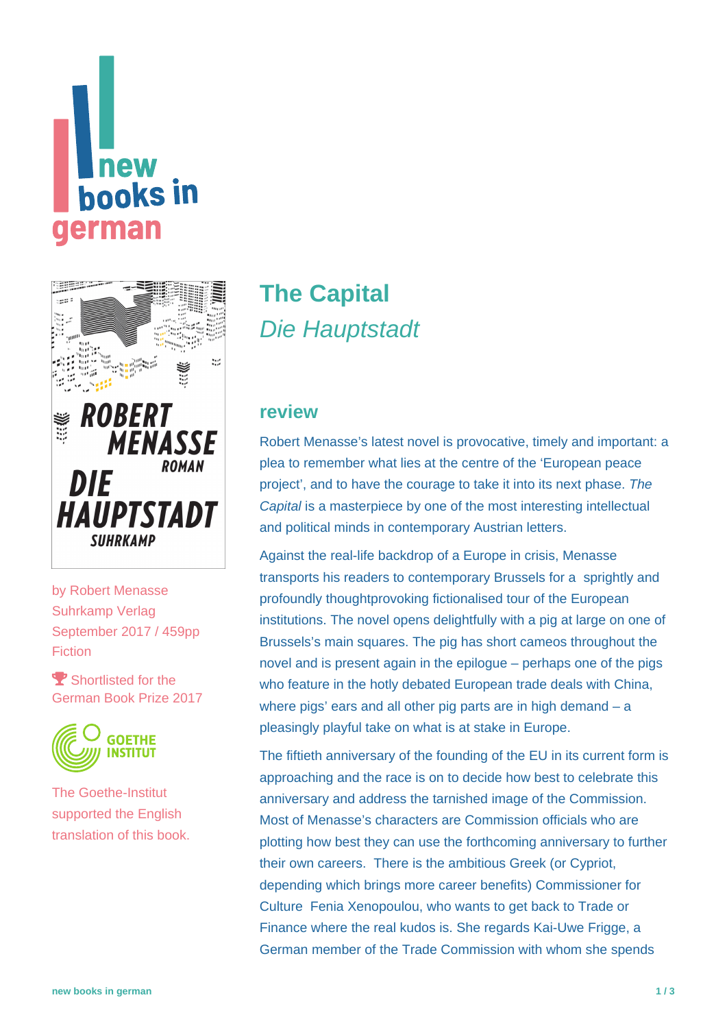# The Capital

*Die Hauptstadt*

by Robert Menasse
Suhrkamp Verlag
September 2017 / 459pp
Fiction

Shortlisted for the German Book Prize 2017

The Goethe-Institut supported the English translation of this book.

## review

Robert Menasse's latest novel is provocative, timely and important: a plea to remember what lies at the centre of the 'European peace project', and to have the courage to take it into its next phase. *The Capital* is a masterpiece by one of the most interesting intellectual and political minds in contemporary Austrian letters.

Against the real-life backdrop of a Europe in crisis, Menasse transports his readers to contemporary Brussels for a sprightly and profoundly thoughtprovoking fictionalised tour of the European institutions. The novel opens delightfully with a pig at large on one of Brussels's main squares. The pig has short cameos throughout the novel and is present again in the epilogue – perhaps one of the pigs who feature in the hotly debated European trade deals with China, where pigs' ears and all other pig parts are in high demand – a pleasingly playful take on what is at stake in Europe.

The fiftieth anniversary of the founding of the EU in its current form is approaching and the race is on to decide how best to celebrate this anniversary and address the tarnished image of the Commission. Most of Menasse's characters are Commission officials who are plotting how best they can use the forthcoming anniversary to further their own careers. There is the ambitious Greek (or Cypriot, depending which brings more career benefits) Commissioner for Culture Fenia Xenopoulou, who wants to get back to Trade or Finance where the real kudos is. She regards Kai-Uwe Frigge, a German member of the Trade Commission with whom she spends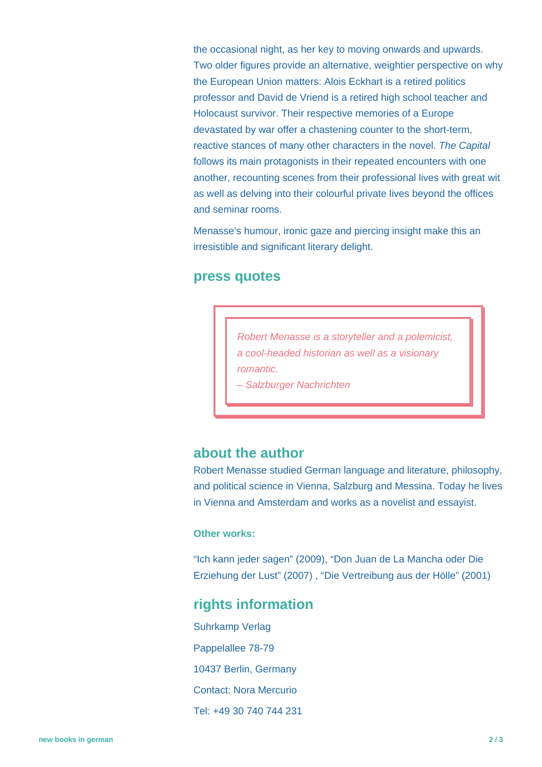the occasional night, as her key to moving onwards and upwards. Two older figures provide an alternative, weightier perspective on why the European Union matters: Alois Eckhart is a retired politics professor and David de Vriend is a retired high school teacher and Holocaust survivor. Their respective memories of a Europe devastated by war offer a chastening counter to the short-term, reactive stances of many other characters in the novel. *The Capital* follows its main protagonists in their repeated encounters with one another, recounting scenes from their professional lives with great wit as well as delving into their colourful private lives beyond the offices and seminar rooms.

Menasse's humour, ironic gaze and piercing insight make this an irresistible and significant literary delight.

## press quotes

> *Robert Menasse is a storyteller and a polemicist, a cool-headed historian as well as a visionary romantic.*
> *– Salzburger Nachrichten*

## about the author

Robert Menasse studied German language and literature, philosophy, and political science in Vienna, Salzburg and Messina. Today he lives in Vienna and Amsterdam and works as a novelist and essayist.

### Other works:

"Ich kann jeder sagen" (2009), "Don Juan de La Mancha oder Die Erziehung der Lust" (2007) , "Die Vertreibung aus der Hölle" (2001)

## rights information

Suhrkamp Verlag

Pappelallee 78-79

10437 Berlin, Germany

Contact: Nora Mercurio

Tel: +49 30 740 744 231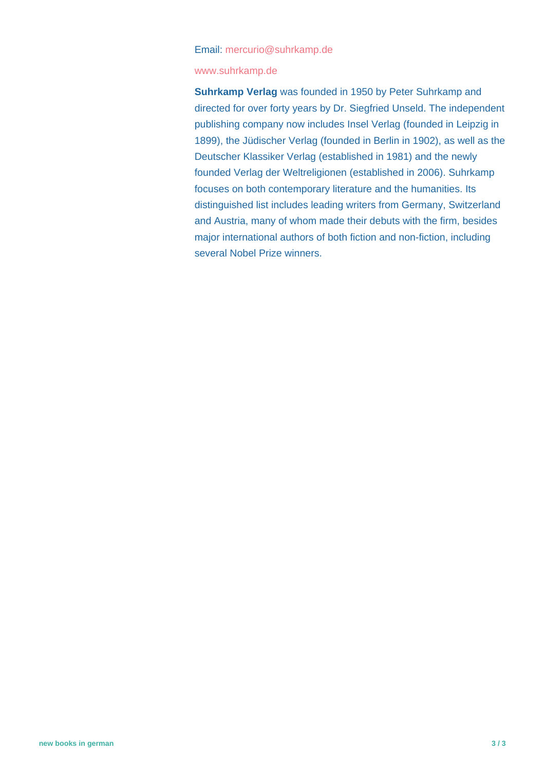Email: mercurio@suhrkamp.de

www.suhrkamp.de

**Suhrkamp Verlag** was founded in 1950 by Peter Suhrkamp and directed for over forty years by Dr. Siegfried Unseld. The independent publishing company now includes Insel Verlag (founded in Leipzig in 1899), the Jüdischer Verlag (founded in Berlin in 1902), as well as the Deutscher Klassiker Verlag (established in 1981) and the newly founded Verlag der Weltreligionen (established in 2006). Suhrkamp focuses on both contemporary literature and the humanities. Its distinguished list includes leading writers from Germany, Switzerland and Austria, many of whom made their debuts with the firm, besides major international authors of both fiction and non-fiction, including several Nobel Prize winners.